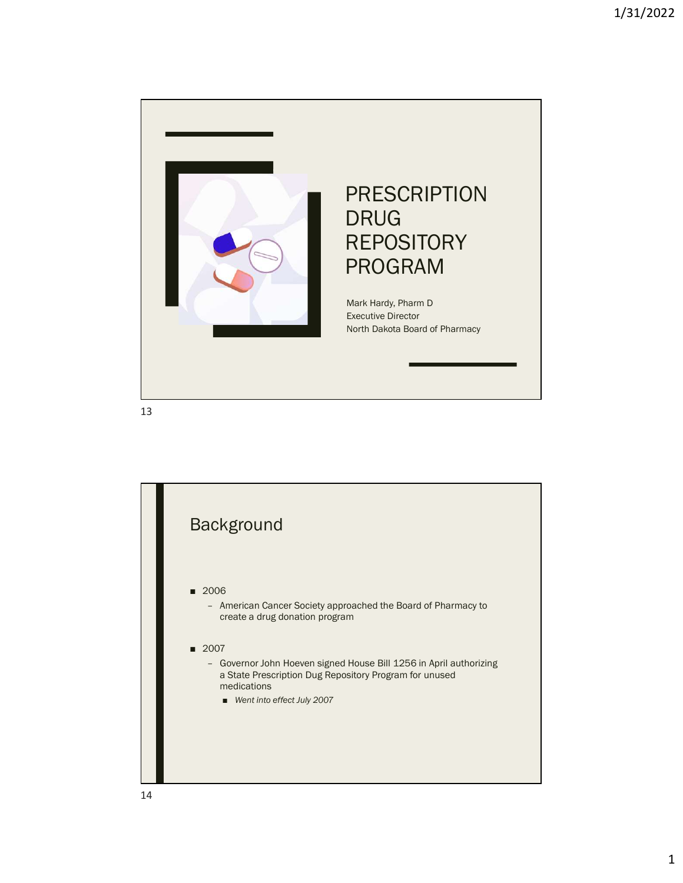# PRESCRIPTION DRUG REPOSITORY PROGRAM

Mark Hardy, Pharm D
Executive Director
North Dakota Board of Pharmacy

## Background

- 2006
  - American Cancer Society approached the Board of Pharmacy to create a drug donation program
- 2007
  - Governor John Hoeven signed House Bill 1256 in April authorizing a State Prescription Dug Repository Program for unused medications
    - *Went into effect July 2007*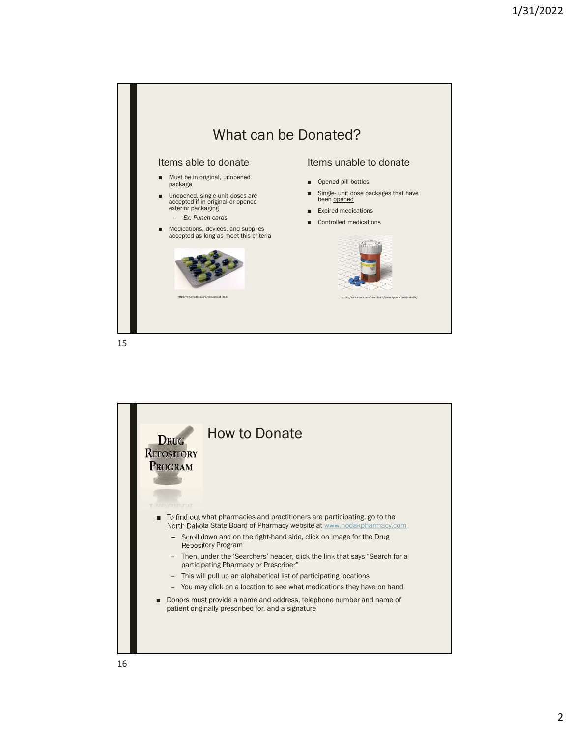# What can be Donated?

## Items able to donate

- Must be in original, unopened package
- Unopened, single-unit doses are accepted if in original or opened exterior packaging
  - *Ex. Punch cards*
- Medications, devices, and supplies accepted as long as meet this criteria

https://en.wikipedia.org/wiki/Blister_pack

## Items unable to donate

- Opened pill bottles
- Single- unit dose packages that have been opened
- Expired medications
- Controlled medications

https://www.streta.com/downloads/prescription-container-pills/

# How to Donate

DRUG REPOSITORY PROGRAM

- To find out what pharmacies and practitioners are participating, go to the North Dakota State Board of Pharmacy website at www.nodakpharmacy.com
  - Scroll down and on the right-hand side, click on image for the Drug Repository Program
  - Then, under the 'Searchers' header, click the link that says "Search for a participating Pharmacy or Prescriber"
  - This will pull up an alphabetical list of participating locations
  - You may click on a location to see what medications they have on hand
- Donors must provide a name and address, telephone number and name of patient originally prescribed for, and a signature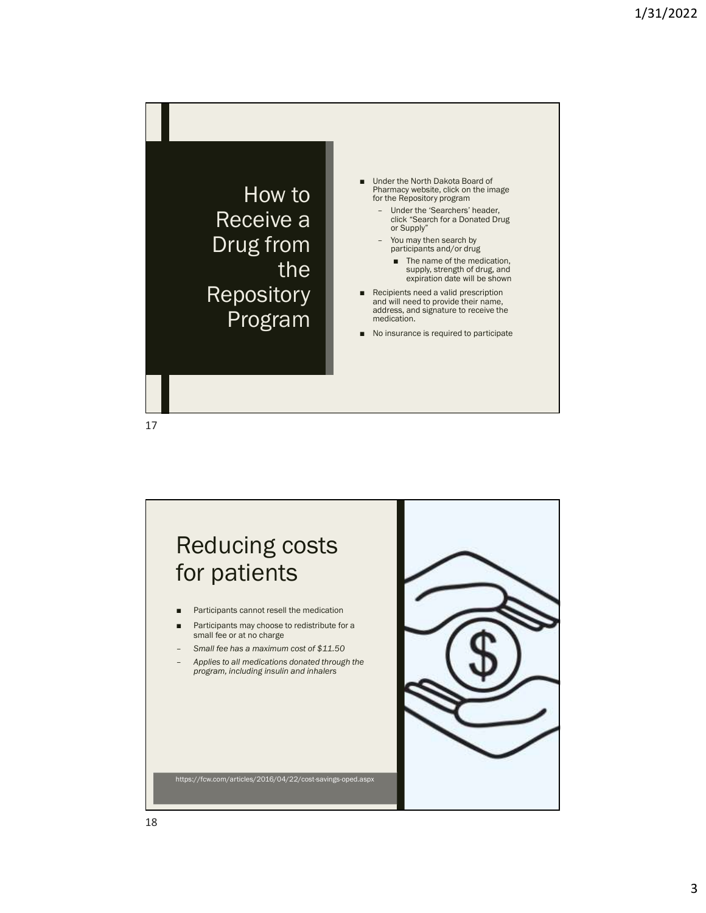## How to Receive a Drug from the Repository Program

- Under the North Dakota Board of Pharmacy website, click on the image for the Repository program
  - Under the 'Searchers' header, click "Search for a Donated Drug or Supply"
  - You may then search by participants and/or drug
    - The name of the medication, supply, strength of drug, and expiration date will be shown
- Recipients need a valid prescription and will need to provide their name, address, and signature to receive the medication.
- No insurance is required to participate

## Reducing costs for patients

- Participants cannot resell the medication
- Participants may choose to redistribute for a small fee or at no charge
  - *Small fee has a maximum cost of $11.50*
  - *Applies to all medications donated through the program, including insulin and inhalers*

https://fcw.com/articles/2016/04/22/cost-savings-oped.aspx